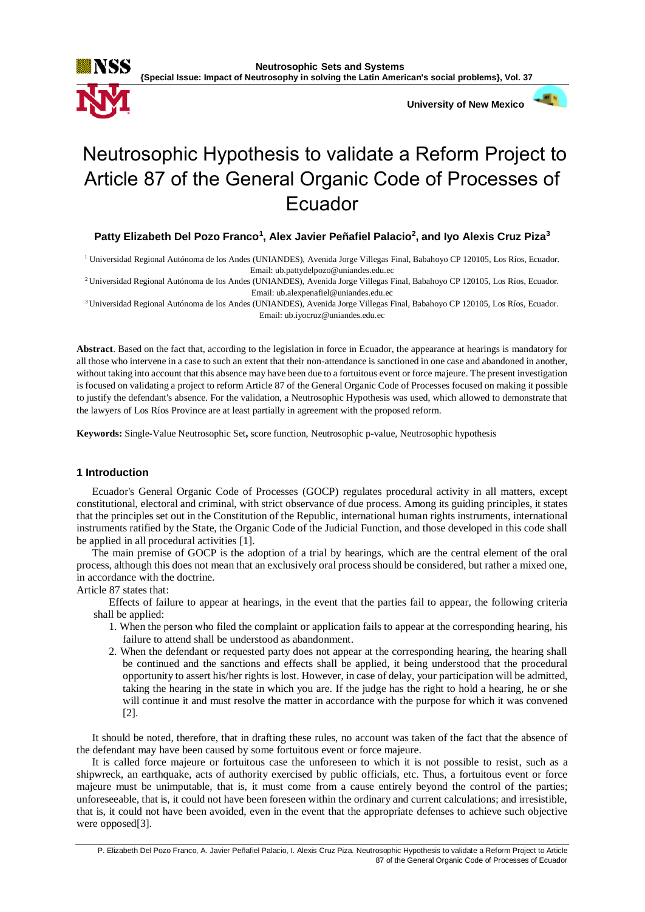# Neutrosophic Hypothesis to validate a Reform Project to Article 87 of the General Organic Code of Processes of Ecuador

**Patty Elizabeth Del Pozo Franco[1], Alex Javier Peñafiel Palacio[2], and Iyo Alexis Cruz Piza[3]**

[1] Universidad Regional Autónoma de los Andes (UNIANDES), Avenida Jorge Villegas Final, Babahoyo CP 120105, Los Ríos, Ecuador. Email: ub.pattydelpozo@uniandes.edu.ec

[2] Universidad Regional Autónoma de los Andes (UNIANDES), Avenida Jorge Villegas Final, Babahoyo CP 120105, Los Ríos, Ecuador. Email: ub.alexpenafiel@uniandes.edu.ec

[3] Universidad Regional Autónoma de los Andes (UNIANDES), Avenida Jorge Villegas Final, Babahoyo CP 120105, Los Ríos, Ecuador. Email: ub.iyocruz@uniandes.edu.ec

**Abstract**. Based on the fact that, according to the legislation in force in Ecuador, the appearance at hearings is mandatory for all those who intervene in a case to such an extent that their non-attendance is sanctioned in one case and abandoned in another, without taking into account that this absence may have been due to a fortuitous event or force majeure. The present investigation is focused on validating a project to reform Article 87 of the General Organic Code of Processes focused on making it possible to justify the defendant's absence. For the validation, a Neutrosophic Hypothesis was used, which allowed to demonstrate that the lawyers of Los Ríos Province are at least partially in agreement with the proposed reform.

**Keywords:** Single-Value Neutrosophic Set**,** score function, Neutrosophic p-value, Neutrosophic hypothesis

## 1 Introduction

Ecuador's General Organic Code of Processes (GOCP) regulates procedural activity in all matters, except constitutional, electoral and criminal, with strict observance of due process. Among its guiding principles, it states that the principles set out in the Constitution of the Republic, international human rights instruments, international instruments ratified by the State, the Organic Code of the Judicial Function, and those developed in this code shall be applied in all procedural activities [1].

The main premise of GOCP is the adoption of a trial by hearings, which are the central element of the oral process, although this does not mean that an exclusively oral process should be considered, but rather a mixed one, in accordance with the doctrine.

Article 87 states that:

> Effects of failure to appear at hearings, in the event that the parties fail to appear, the following criteria shall be applied:
>
> 1. When the person who filed the complaint or application fails to appear at the corresponding hearing, his failure to attend shall be understood as abandonment.
> 2. When the defendant or requested party does not appear at the corresponding hearing, the hearing shall be continued and the sanctions and effects shall be applied, it being understood that the procedural opportunity to assert his/her rights is lost. However, in case of delay, your participation will be admitted, taking the hearing in the state in which you are. If the judge has the right to hold a hearing, he or she will continue it and must resolve the matter in accordance with the purpose for which it was convened [2].

It should be noted, therefore, that in drafting these rules, no account was taken of the fact that the absence of the defendant may have been caused by some fortuitous event or force majeure.

It is called force majeure or fortuitous case the unforeseen to which it is not possible to resist, such as a shipwreck, an earthquake, acts of authority exercised by public officials, etc. Thus, a fortuitous event or force majeure must be unimputable, that is, it must come from a cause entirely beyond the control of the parties; unforeseeable, that is, it could not have been foreseen within the ordinary and current calculations; and irresistible, that is, it could not have been avoided, even in the event that the appropriate defenses to achieve such objective were opposed[3].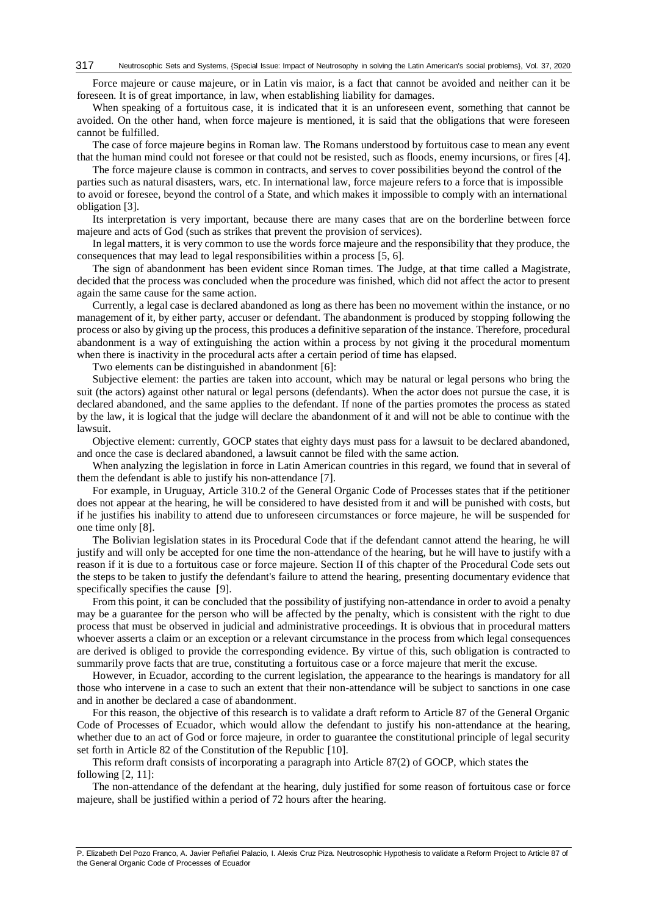Force majeure or cause majeure, or in Latin vis maior, is a fact that cannot be avoided and neither can it be foreseen. It is of great importance, in law, when establishing liability for damages.

When speaking of a fortuitous case, it is indicated that it is an unforeseen event, something that cannot be avoided. On the other hand, when force majeure is mentioned, it is said that the obligations that were foreseen cannot be fulfilled.

The case of force majeure begins in Roman law. The Romans understood by fortuitous case to mean any event that the human mind could not foresee or that could not be resisted, such as floods, enemy incursions, or fires [4].

The force majeure clause is common in contracts, and serves to cover possibilities beyond the control of the parties such as natural disasters, wars, etc. In international law, force majeure refers to a force that is impossible to avoid or foresee, beyond the control of a State, and which makes it impossible to comply with an international obligation [3].

Its interpretation is very important, because there are many cases that are on the borderline between force majeure and acts of God (such as strikes that prevent the provision of services).

In legal matters, it is very common to use the words force majeure and the responsibility that they produce, the consequences that may lead to legal responsibilities within a process [5, 6].

The sign of abandonment has been evident since Roman times. The Judge, at that time called a Magistrate, decided that the process was concluded when the procedure was finished, which did not affect the actor to present again the same cause for the same action.

Currently, a legal case is declared abandoned as long as there has been no movement within the instance, or no management of it, by either party, accuser or defendant. The abandonment is produced by stopping following the process or also by giving up the process, this produces a definitive separation of the instance. Therefore, procedural abandonment is a way of extinguishing the action within a process by not giving it the procedural momentum when there is inactivity in the procedural acts after a certain period of time has elapsed.

Two elements can be distinguished in abandonment [6]:

Subjective element: the parties are taken into account, which may be natural or legal persons who bring the suit (the actors) against other natural or legal persons (defendants). When the actor does not pursue the case, it is declared abandoned, and the same applies to the defendant. If none of the parties promotes the process as stated by the law, it is logical that the judge will declare the abandonment of it and will not be able to continue with the lawsuit.

Objective element: currently, GOCP states that eighty days must pass for a lawsuit to be declared abandoned, and once the case is declared abandoned, a lawsuit cannot be filed with the same action.

When analyzing the legislation in force in Latin American countries in this regard, we found that in several of them the defendant is able to justify his non-attendance [7].

For example, in Uruguay, Article 310.2 of the General Organic Code of Processes states that if the petitioner does not appear at the hearing, he will be considered to have desisted from it and will be punished with costs, but if he justifies his inability to attend due to unforeseen circumstances or force majeure, he will be suspended for one time only [8].

The Bolivian legislation states in its Procedural Code that if the defendant cannot attend the hearing, he will justify and will only be accepted for one time the non-attendance of the hearing, but he will have to justify with a reason if it is due to a fortuitous case or force majeure. Section II of this chapter of the Procedural Code sets out the steps to be taken to justify the defendant's failure to attend the hearing, presenting documentary evidence that specifically specifies the cause [9].

From this point, it can be concluded that the possibility of justifying non-attendance in order to avoid a penalty may be a guarantee for the person who will be affected by the penalty, which is consistent with the right to due process that must be observed in judicial and administrative proceedings. It is obvious that in procedural matters whoever asserts a claim or an exception or a relevant circumstance in the process from which legal consequences are derived is obliged to provide the corresponding evidence. By virtue of this, such obligation is contracted to summarily prove facts that are true, constituting a fortuitous case or a force majeure that merit the excuse.

However, in Ecuador, according to the current legislation, the appearance to the hearings is mandatory for all those who intervene in a case to such an extent that their non-attendance will be subject to sanctions in one case and in another be declared a case of abandonment.

For this reason, the objective of this research is to validate a draft reform to Article 87 of the General Organic Code of Processes of Ecuador, which would allow the defendant to justify his non-attendance at the hearing, whether due to an act of God or force majeure, in order to guarantee the constitutional principle of legal security set forth in Article 82 of the Constitution of the Republic [10].

This reform draft consists of incorporating a paragraph into Article 87(2) of GOCP, which states the following [2, 11]:

The non-attendance of the defendant at the hearing, duly justified for some reason of fortuitous case or force majeure, shall be justified within a period of 72 hours after the hearing.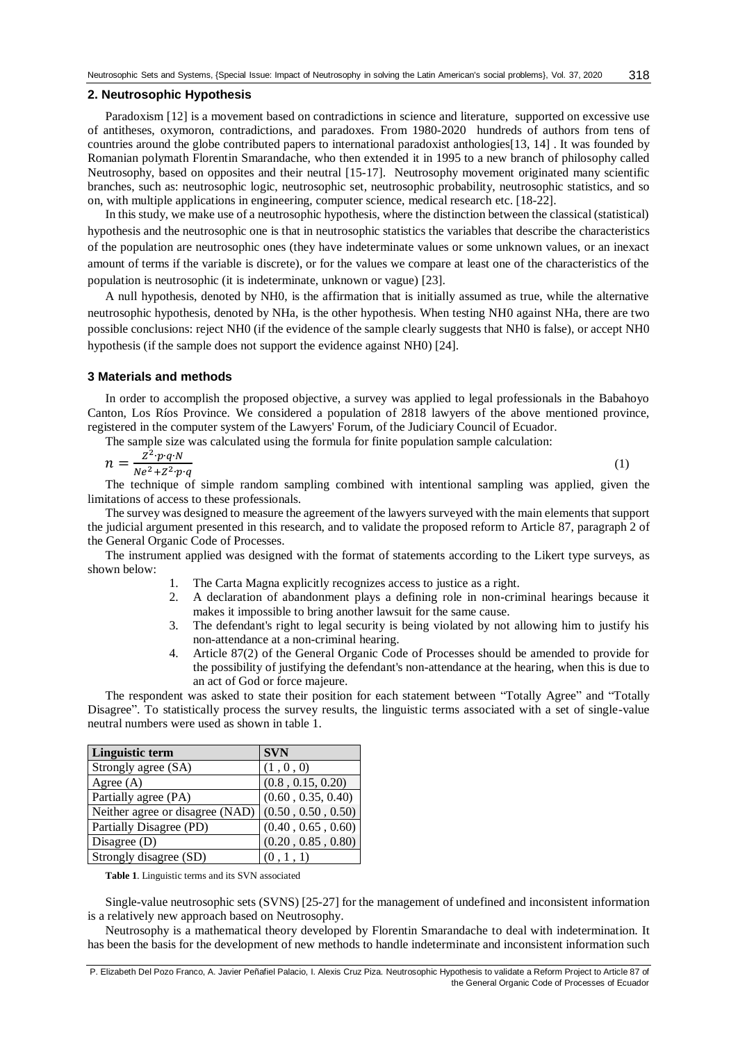## 2. Neutrosophic Hypothesis

Paradoxism [12] is a movement based on contradictions in science and literature, supported on excessive use of antitheses, oxymoron, contradictions, and paradoxes. From 1980-2020 hundreds of authors from tens of countries around the globe contributed papers to international paradoxist anthologies[13, 14] . It was founded by Romanian polymath Florentin Smarandache, who then extended it in 1995 to a new branch of philosophy called Neutrosophy, based on opposites and their neutral [15-17]. Neutrosophy movement originated many scientific branches, such as: neutrosophic logic, neutrosophic set, neutrosophic probability, neutrosophic statistics, and so on, with multiple applications in engineering, computer science, medical research etc. [18-22].

In this study, we make use of a neutrosophic hypothesis, where the distinction between the classical (statistical) hypothesis and the neutrosophic one is that in neutrosophic statistics the variables that describe the characteristics of the population are neutrosophic ones (they have indeterminate values or some unknown values, or an inexact amount of terms if the variable is discrete), or for the values we compare at least one of the characteristics of the population is neutrosophic (it is indeterminate, unknown or vague) [23].

A null hypothesis, denoted by NH0, is the affirmation that is initially assumed as true, while the alternative neutrosophic hypothesis, denoted by NHa, is the other hypothesis. When testing NH0 against NHa, there are two possible conclusions: reject NH0 (if the evidence of the sample clearly suggests that NH0 is false), or accept NH0 hypothesis (if the sample does not support the evidence against NH0) [24].

## 3 Materials and methods

In order to accomplish the proposed objective, a survey was applied to legal professionals in the Babahoyo Canton, Los Ríos Province. We considered a population of 2818 lawyers of the above mentioned province, registered in the computer system of the Lawyers' Forum, of the Judiciary Council of Ecuador.

The sample size was calculated using the formula for finite population sample calculation:

$$n = \frac{Z^2 \cdot p \cdot q \cdot N}{Ne^2 + Z^2 \cdot p \cdot q} \tag{1}$$

The technique of simple random sampling combined with intentional sampling was applied, given the limitations of access to these professionals.

The survey was designed to measure the agreement of the lawyers surveyed with the main elements that support the judicial argument presented in this research, and to validate the proposed reform to Article 87, paragraph 2 of the General Organic Code of Processes.

The instrument applied was designed with the format of statements according to the Likert type surveys, as shown below:

1. The Carta Magna explicitly recognizes access to justice as a right.
2. A declaration of abandonment plays a defining role in non-criminal hearings because it makes it impossible to bring another lawsuit for the same cause.
3. The defendant's right to legal security is being violated by not allowing him to justify his non-attendance at a non-criminal hearing.
4. Article 87(2) of the General Organic Code of Processes should be amended to provide for the possibility of justifying the defendant's non-attendance at the hearing, when this is due to an act of God or force majeure.

The respondent was asked to state their position for each statement between "Totally Agree" and "Totally Disagree". To statistically process the survey results, the linguistic terms associated with a set of single-value neutral numbers were used as shown in table 1.

| Linguistic term | SVN |
|---|---|
| Strongly agree (SA) | (1 , 0 , 0) |
| Agree (A) | (0.8 , 0.15, 0.20) |
| Partially agree (PA) | (0.60 , 0.35, 0.40) |
| Neither agree or disagree (NAD) | (0.50 , 0.50 , 0.50) |
| Partially Disagree (PD) | (0.40 , 0.65 , 0.60) |
| Disagree (D) | (0.20 , 0.85 , 0.80) |
| Strongly disagree (SD) | (0 , 1 , 1) |

**Table 1**. Linguistic terms and its SVN associated

Single-value neutrosophic sets (SVNS) [25-27] for the management of undefined and inconsistent information is a relatively new approach based on Neutrosophy.

Neutrosophy is a mathematical theory developed by Florentin Smarandache to deal with indetermination. It has been the basis for the development of new methods to handle indeterminate and inconsistent information such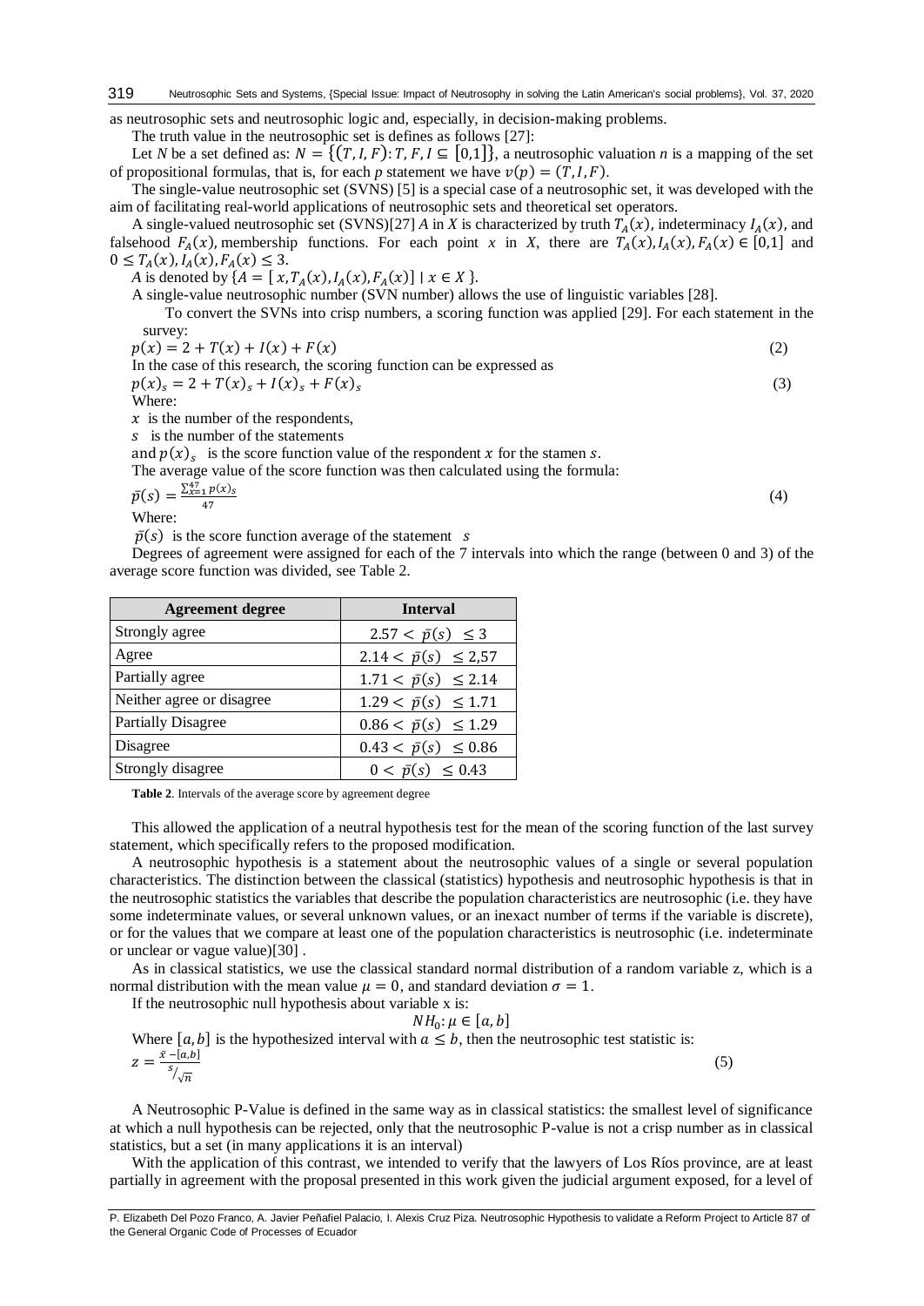as neutrosophic sets and neutrosophic logic and, especially, in decision-making problems.

The truth value in the neutrosophic set is defines as follows [27]:

Let $N$ be a set defined as: $N = \{(T, I, F): T, F, I \subseteq [0,1]\}$, a neutrosophic valuation $n$ is a mapping of the set of propositional formulas, that is, for each $p$ statement we have $v(p) = (T, I, F)$.

The single-value neutrosophic set (SVNS) [5] is a special case of a neutrosophic set, it was developed with the aim of facilitating real-world applications of neutrosophic sets and theoretical set operators.

A single-valued neutrosophic set (SVNS)[27] $A$ in $X$ is characterized by truth $T_A(x)$, indeterminacy $I_A(x)$, and falsehood $F_A(x)$, membership functions. For each point $x$ in $X$, there are $T_A(x), I_A(x), F_A(x) \in [0,1]$ and $0 \leq T_A(x), I_A(x), F_A(x) \leq 3$.

$A$ is denoted by $\{A = [\, x, T_A(x), I_A(x), F_A(x)] \mid x \in X \}$.

A single-value neutrosophic number (SVN number) allows the use of linguistic variables [28].

To convert the SVNs into crisp numbers, a scoring function was applied [29]. For each statement in the survey:

$$p(x) = 2 + T(x) + I(x) + F(x) \tag{2}$$

In the case of this research, the scoring function can be expressed as

$$p(x)_s = 2 + T(x)_s + I(x)_s + F(x)_s \tag{3}$$

Where:

$x$ is the number of the respondents,

$s$ is the number of the statements

and $p(x)_s$ is the score function value of the respondent $x$ for the stamen $s$.

The average value of the score function was then calculated using the formula:

$$\bar{p}(s) = \frac{\sum_{x=1}^{47} p(x)_s}{47} \tag{4}$$

Where:

$\bar{p}(s)$ is the score function average of the statement $s$

Degrees of agreement were assigned for each of the 7 intervals into which the range (between 0 and 3) of the average score function was divided, see Table 2.

| Agreement degree | Interval |
|---|---|
| Strongly agree | $2.57 < \bar{p}(s) \leq 3$ |
| Agree | $2.14 < \bar{p}(s) \leq 2{,}57$ |
| Partially agree | $1.71 < \bar{p}(s) \leq 2.14$ |
| Neither agree or disagree | $1.29 < \bar{p}(s) \leq 1.71$ |
| Partially Disagree | $0.86 < \bar{p}(s) \leq 1.29$ |
| Disagree | $0.43 < \bar{p}(s) \leq 0.86$ |
| Strongly disagree | $0 < \bar{p}(s) \leq 0.43$ |

**Table 2**. Intervals of the average score by agreement degree

This allowed the application of a neutral hypothesis test for the mean of the scoring function of the last survey statement, which specifically refers to the proposed modification.

A neutrosophic hypothesis is a statement about the neutrosophic values of a single or several population characteristics. The distinction between the classical (statistics) hypothesis and neutrosophic hypothesis is that in the neutrosophic statistics the variables that describe the population characteristics are neutrosophic (i.e. they have some indeterminate values, or several unknown values, or an inexact number of terms if the variable is discrete), or for the values that we compare at least one of the population characteristics is neutrosophic (i.e. indeterminate or unclear or vague value)[30] .

As in classical statistics, we use the classical standard normal distribution of a random variable z, which is a normal distribution with the mean value $\mu = 0$, and standard deviation $\sigma = 1$.

If the neutrosophic null hypothesis about variable x is:

$$NH_0: \mu \in [a, b]$$

Where $[a, b]$ is the hypothesized interval with $a \leq b$, then the neutrosophic test statistic is:

$$z = \frac{\bar{x} - [a, b]}{s/\sqrt{n}} \tag{5}$$

A Neutrosophic P-Value is defined in the same way as in classical statistics: the smallest level of significance at which a null hypothesis can be rejected, only that the neutrosophic P-value is not a crisp number as in classical statistics, but a set (in many applications it is an interval)

With the application of this contrast, we intended to verify that the lawyers of Los Ríos province, are at least partially in agreement with the proposal presented in this work given the judicial argument exposed, for a level of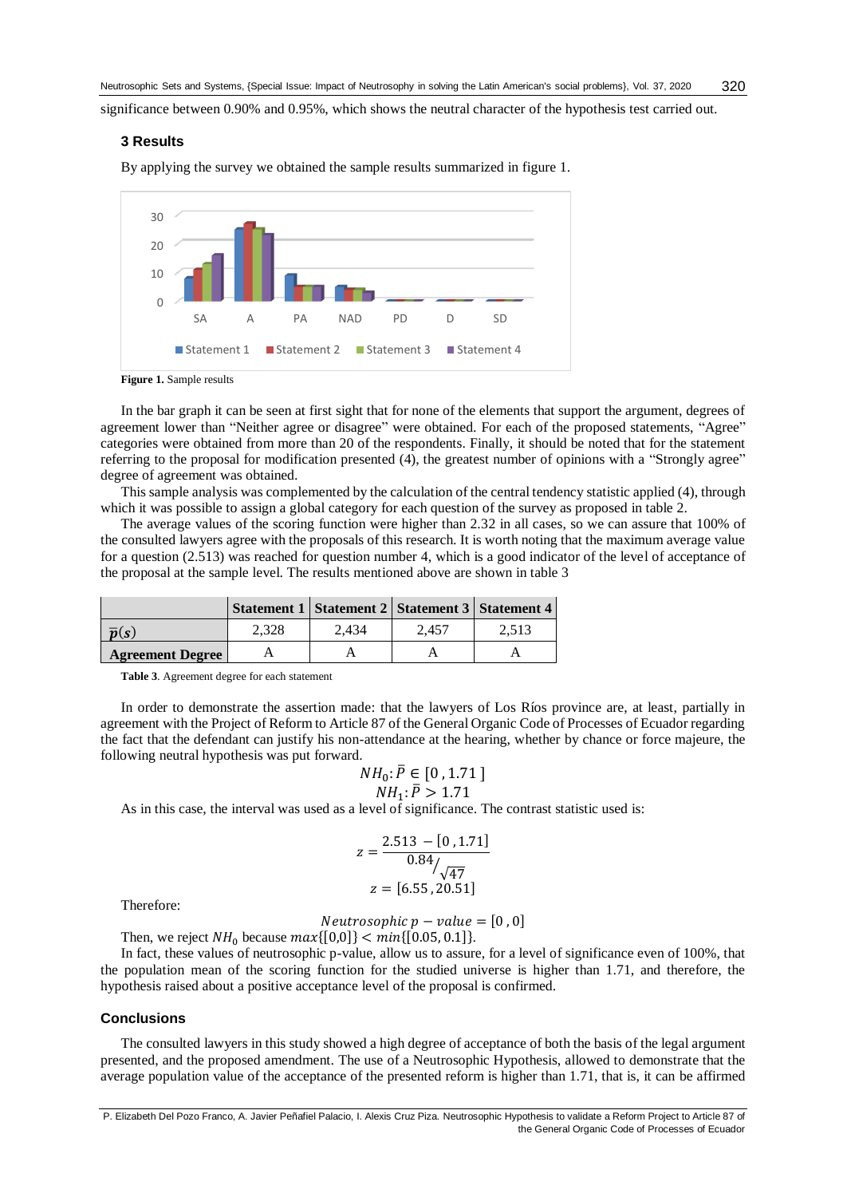significance between 0.90% and 0.95%, which shows the neutral character of the hypothesis test carried out.

### 3 Results

By applying the survey we obtained the sample results summarized in figure 1.

**Figure 1.** Sample results

In the bar graph it can be seen at first sight that for none of the elements that support the argument, degrees of agreement lower than "Neither agree or disagree" were obtained. For each of the proposed statements, "Agree" categories were obtained from more than 20 of the respondents. Finally, it should be noted that for the statement referring to the proposal for modification presented (4), the greatest number of opinions with a "Strongly agree" degree of agreement was obtained.

This sample analysis was complemented by the calculation of the central tendency statistic applied (4), through which it was possible to assign a global category for each question of the survey as proposed in table 2.

The average values of the scoring function were higher than 2.32 in all cases, so we can assure that 100% of the consulted lawyers agree with the proposals of this research. It is worth noting that the maximum average value for a question (2.513) was reached for question number 4, which is a good indicator of the level of acceptance of the proposal at the sample level. The results mentioned above are shown in table 3

| | Statement 1 | Statement 2 | Statement 3 | Statement 4 |
|---|---|---|---|---|
| $\bar{p}(s)$ | 2,328 | 2,434 | 2,457 | 2,513 |
| **Agreement Degree** | A | A | A | A |

**Table 3**. Agreement degree for each statement

In order to demonstrate the assertion made: that the lawyers of Los Ríos province are, at least, partially in agreement with the Project of Reform to Article 87 of the General Organic Code of Processes of Ecuador regarding the fact that the defendant can justify his non-attendance at the hearing, whether by chance or force majeure, the following neutral hypothesis was put forward.

$$NH_0: \bar{P} \in [0\,, 1.71\,]$$
$$NH_1: \bar{P} > 1.71$$

As in this case, the interval was used as a level of significance. The contrast statistic used is:

$$z = \frac{2.513\ - [0\,, 1.71]}{0.84/\sqrt{47}}$$
$$z = [6.55\,, 20.51]$$

Therefore:

$$Neutrosophic\ p - value = [0\,, 0]$$

Then, we reject $NH_0$ because $max\{[0{,}0]\} < min\{[0.05, 0.1]\}$.

In fact, these values of neutrosophic p-value, allow us to assure, for a level of significance even of 100%, that the population mean of the scoring function for the studied universe is higher than 1.71, and therefore, the hypothesis raised about a positive acceptance level of the proposal is confirmed.

### Conclusions

The consulted lawyers in this study showed a high degree of acceptance of both the basis of the legal argument presented, and the proposed amendment. The use of a Neutrosophic Hypothesis, allowed to demonstrate that the average population value of the acceptance of the presented reform is higher than 1.71, that is, it can be affirmed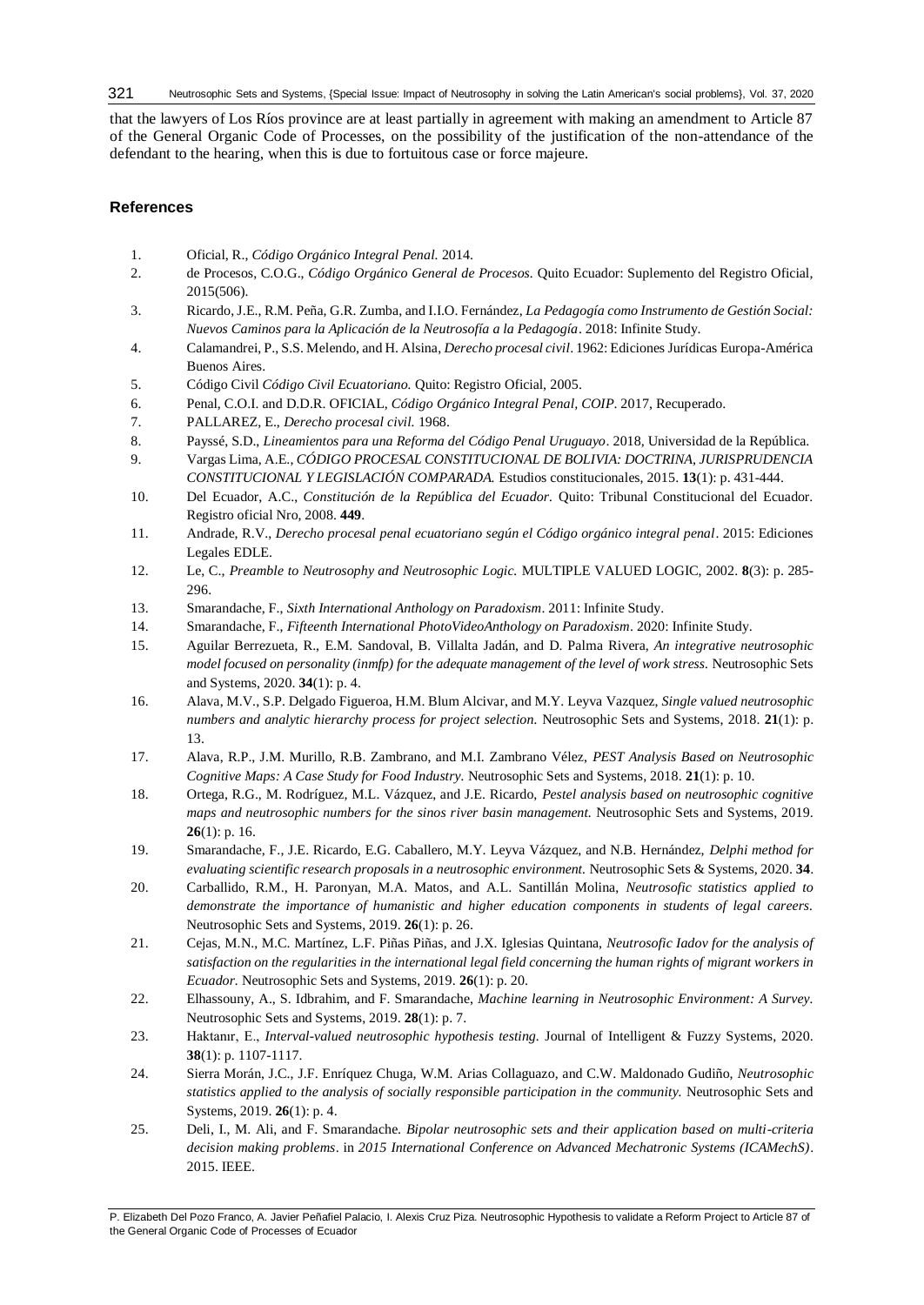that the lawyers of Los Ríos province are at least partially in agreement with making an amendment to Article 87 of the General Organic Code of Processes, on the possibility of the justification of the non-attendance of the defendant to the hearing, when this is due to fortuitous case or force majeure.

## References

1. Oficial, R., *Código Orgánico Integral Penal.* 2014.
2. de Procesos, C.O.G., *Código Orgánico General de Procesos.* Quito Ecuador: Suplemento del Registro Oficial, 2015(506).
3. Ricardo, J.E., R.M. Peña, G.R. Zumba, and I.I.O. Fernández, *La Pedagogía como Instrumento de Gestión Social: Nuevos Caminos para la Aplicación de la Neutrosofía a la Pedagogía*. 2018: Infinite Study.
4. Calamandrei, P., S.S. Melendo, and H. Alsina, *Derecho procesal civil*. 1962: Ediciones Jurídicas Europa-América Buenos Aires.
5. Código Civil *Código Civil Ecuatoriano.* Quito: Registro Oficial, 2005.
6. Penal, C.O.I. and D.D.R. OFICIAL, *Código Orgánico Integral Penal, COIP*. 2017, Recuperado.
7. PALLAREZ, E., *Derecho procesal civil.* 1968.
8. Payssé, S.D., *Lineamientos para una Reforma del Código Penal Uruguayo*. 2018, Universidad de la República.
9. Vargas Lima, A.E., *CÓDIGO PROCESAL CONSTITUCIONAL DE BOLIVIA: DOCTRINA, JURISPRUDENCIA CONSTITUCIONAL Y LEGISLACIÓN COMPARADA.* Estudios constitucionales, 2015. **13**(1): p. 431-444.
10. Del Ecuador, A.C., *Constitución de la República del Ecuador.* Quito: Tribunal Constitucional del Ecuador. Registro oficial Nro, 2008. **449**.
11. Andrade, R.V., *Derecho procesal penal ecuatoriano según el Código orgánico integral penal*. 2015: Ediciones Legales EDLE.
12. Le, C., *Preamble to Neutrosophy and Neutrosophic Logic.* MULTIPLE VALUED LOGIC, 2002. **8**(3): p. 285-296.
13. Smarandache, F., *Sixth International Anthology on Paradoxism*. 2011: Infinite Study.
14. Smarandache, F., *Fifteenth International PhotoVideoAnthology on Paradoxism*. 2020: Infinite Study.
15. Aguilar Berrezueta, R., E.M. Sandoval, B. Villalta Jadán, and D. Palma Rivera, *An integrative neutrosophic model focused on personality (inmfp) for the adequate management of the level of work stress.* Neutrosophic Sets and Systems, 2020. **34**(1): p. 4.
16. Alava, M.V., S.P. Delgado Figueroa, H.M. Blum Alcivar, and M.Y. Leyva Vazquez, *Single valued neutrosophic numbers and analytic hierarchy process for project selection.* Neutrosophic Sets and Systems, 2018. **21**(1): p. 13.
17. Alava, R.P., J.M. Murillo, R.B. Zambrano, and M.I. Zambrano Vélez, *PEST Analysis Based on Neutrosophic Cognitive Maps: A Case Study for Food Industry.* Neutrosophic Sets and Systems, 2018. **21**(1): p. 10.
18. Ortega, R.G., M. Rodríguez, M.L. Vázquez, and J.E. Ricardo, *Pestel analysis based on neutrosophic cognitive maps and neutrosophic numbers for the sinos river basin management.* Neutrosophic Sets and Systems, 2019. **26**(1): p. 16.
19. Smarandache, F., J.E. Ricardo, E.G. Caballero, M.Y. Leyva Vázquez, and N.B. Hernández, *Delphi method for evaluating scientific research proposals in a neutrosophic environment.* Neutrosophic Sets & Systems, 2020. **34**.
20. Carballido, R.M., H. Paronyan, M.A. Matos, and A.L. Santillán Molina, *Neutrosofic statistics applied to demonstrate the importance of humanistic and higher education components in students of legal careers.* Neutrosophic Sets and Systems, 2019. **26**(1): p. 26.
21. Cejas, M.N., M.C. Martínez, L.F. Piñas Piñas, and J.X. Iglesias Quintana, *Neutrosofic Iadov for the analysis of satisfaction on the regularities in the international legal field concerning the human rights of migrant workers in Ecuador.* Neutrosophic Sets and Systems, 2019. **26**(1): p. 20.
22. Elhassouny, A., S. Idbrahim, and F. Smarandache, *Machine learning in Neutrosophic Environment: A Survey.* Neutrosophic Sets and Systems, 2019. **28**(1): p. 7.
23. Haktanır, E., *Interval-valued neutrosophic hypothesis testing.* Journal of Intelligent & Fuzzy Systems, 2020. **38**(1): p. 1107-1117.
24. Sierra Morán, J.C., J.F. Enríquez Chuga, W.M. Arias Collaguazo, and C.W. Maldonado Gudiño, *Neutrosophic statistics applied to the analysis of socially responsible participation in the community.* Neutrosophic Sets and Systems, 2019. **26**(1): p. 4.
25. Deli, I., M. Ali, and F. Smarandache. *Bipolar neutrosophic sets and their application based on multi-criteria decision making problems*. in *2015 International Conference on Advanced Mechatronic Systems (ICAMechS)*. 2015. IEEE.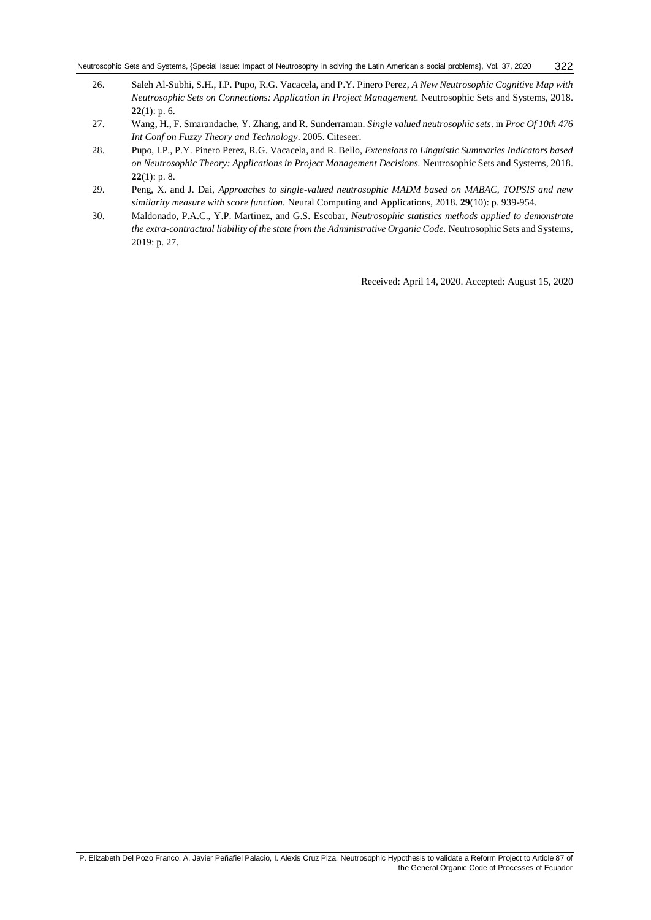26. Saleh Al-Subhi, S.H., I.P. Pupo, R.G. Vacacela, and P.Y. Pinero Perez, *A New Neutrosophic Cognitive Map with Neutrosophic Sets on Connections: Application in Project Management.* Neutrosophic Sets and Systems, 2018. **22**(1): p. 6.
27. Wang, H., F. Smarandache, Y. Zhang, and R. Sunderraman. *Single valued neutrosophic sets*. in *Proc Of 10th 476 Int Conf on Fuzzy Theory and Technology*. 2005. Citeseer.
28. Pupo, I.P., P.Y. Pinero Perez, R.G. Vacacela, and R. Bello, *Extensions to Linguistic Summaries Indicators based on Neutrosophic Theory: Applications in Project Management Decisions.* Neutrosophic Sets and Systems, 2018. **22**(1): p. 8.
29. Peng, X. and J. Dai, *Approaches to single-valued neutrosophic MADM based on MABAC, TOPSIS and new similarity measure with score function.* Neural Computing and Applications, 2018. **29**(10): p. 939-954.
30. Maldonado, P.A.C., Y.P. Martinez, and G.S. Escobar, *Neutrosophic statistics methods applied to demonstrate the extra-contractual liability of the state from the Administrative Organic Code.* Neutrosophic Sets and Systems, 2019: p. 27.

Received: April 14, 2020. Accepted: August 15, 2020